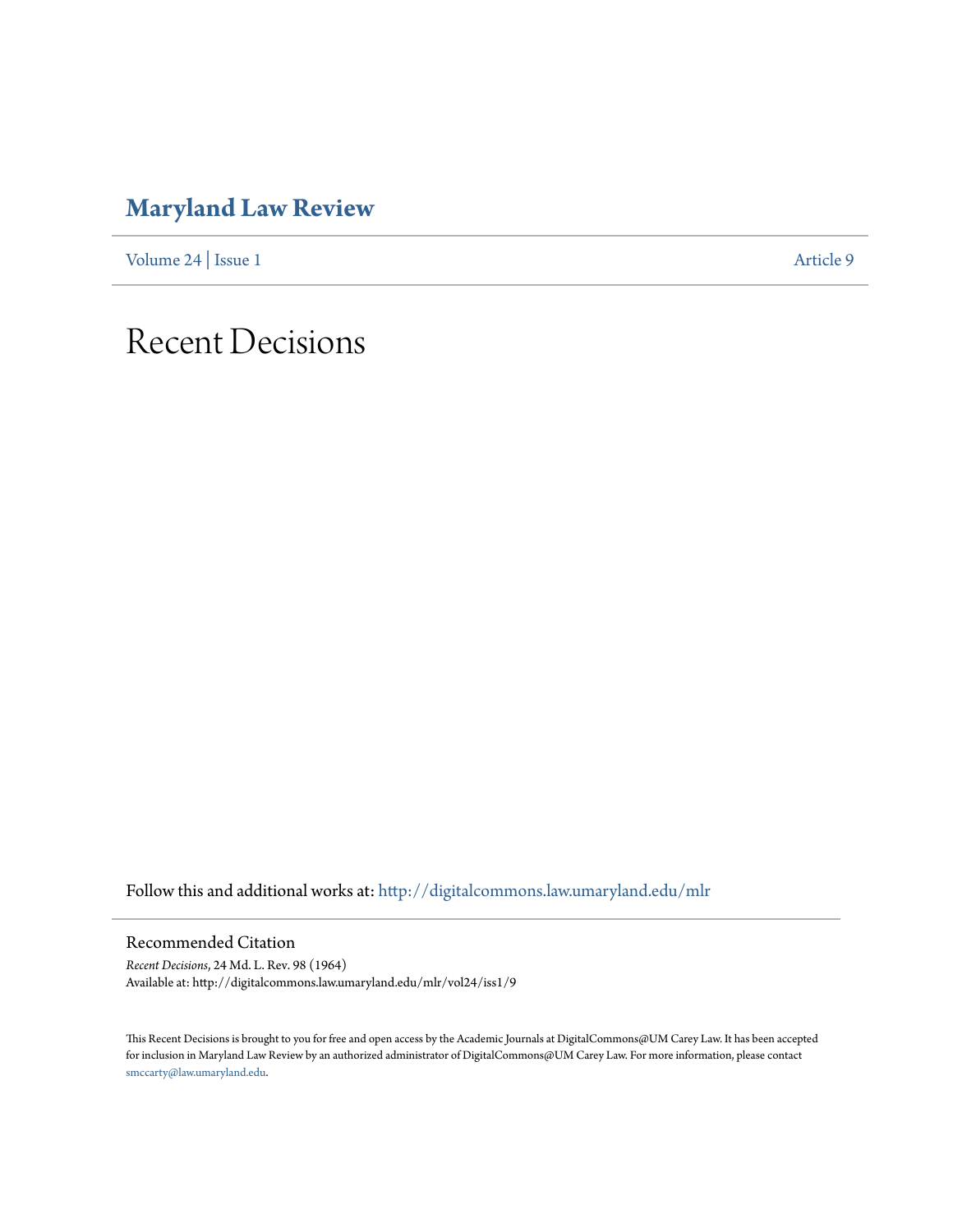# Maryland Law Review

Volume 24 | Issue 1 Article 9

# Recent Decisions

Follow this and additional works at: http://digitalcommons.law.umaryland.edu/mlr

## Recommended Citation

*Recent Decisions*, 24 Md. L. Rev. 98 (1964)
Available at: http://digitalcommons.law.umaryland.edu/mlr/vol24/iss1/9

This Recent Decisions is brought to you for free and open access by the Academic Journals at DigitalCommons@UM Carey Law. It has been accepted for inclusion in Maryland Law Review by an authorized administrator of DigitalCommons@UM Carey Law. For more information, please contact smccarty@law.umaryland.edu.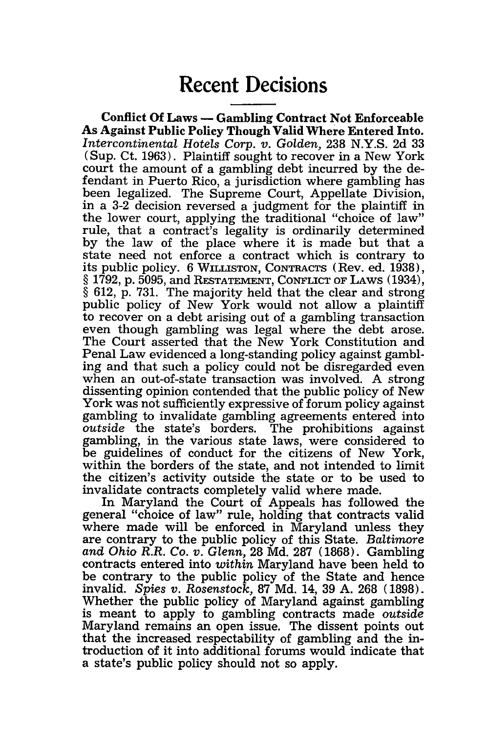# Recent Decisions

**Conflict Of Laws — Gambling Contract Not Enforceable As Against Public Policy Though Valid Where Entered Into.** *Intercontinental Hotels Corp. v. Golden,* 238 N.Y.S. 2d 33 (Sup. Ct. 1963). Plaintiff sought to recover in a New York court the amount of a gambling debt incurred by the defendant in Puerto Rico, a jurisdiction where gambling has been legalized. The Supreme Court, Appellate Division, in a 3-2 decision reversed a judgment for the plaintiff in the lower court, applying the traditional "choice of law" rule, that a contract's legality is ordinarily determined by the law of the place where it is made but that a state need not enforce a contract which is contrary to its public policy. 6 WILLISTON, CONTRACTS (Rev. ed. 1938), § 1792, p. 5095, and RESTATEMENT, CONFLICT OF LAWS (1934), § 612, p. 731. The majority held that the clear and strong public policy of New York would not allow a plaintiff to recover on a debt arising out of a gambling transaction even though gambling was legal where the debt arose. The Court asserted that the New York Constitution and Penal Law evidenced a long-standing policy against gambling and that such a policy could not be disregarded even when an out-of-state transaction was involved. A strong dissenting opinion contended that the public policy of New York was not sufficiently expressive of forum policy against gambling to invalidate gambling agreements entered into *outside* the state's borders. The prohibitions against gambling, in the various state laws, were considered to be guidelines of conduct for the citizens of New York, within the borders of the state, and not intended to limit the citizen's activity outside the state or to be used to invalidate contracts completely valid where made.

In Maryland the Court of Appeals has followed the general "choice of law" rule, holding that contracts valid where made will be enforced in Maryland unless they are contrary to the public policy of this State. *Baltimore and Ohio R.R. Co. v. Glenn,* 28 Md. 287 (1868). Gambling contracts entered into *within* Maryland have been held to be contrary to the public policy of the State and hence invalid. *Spies v. Rosenstock,* 87 Md. 14, 39 A. 268 (1898). Whether the public policy of Maryland against gambling is meant to apply to gambling contracts made *outside* Maryland remains an open issue. The dissent points out that the increased respectability of gambling and the introduction of it into additional forums would indicate that a state's public policy should not so apply.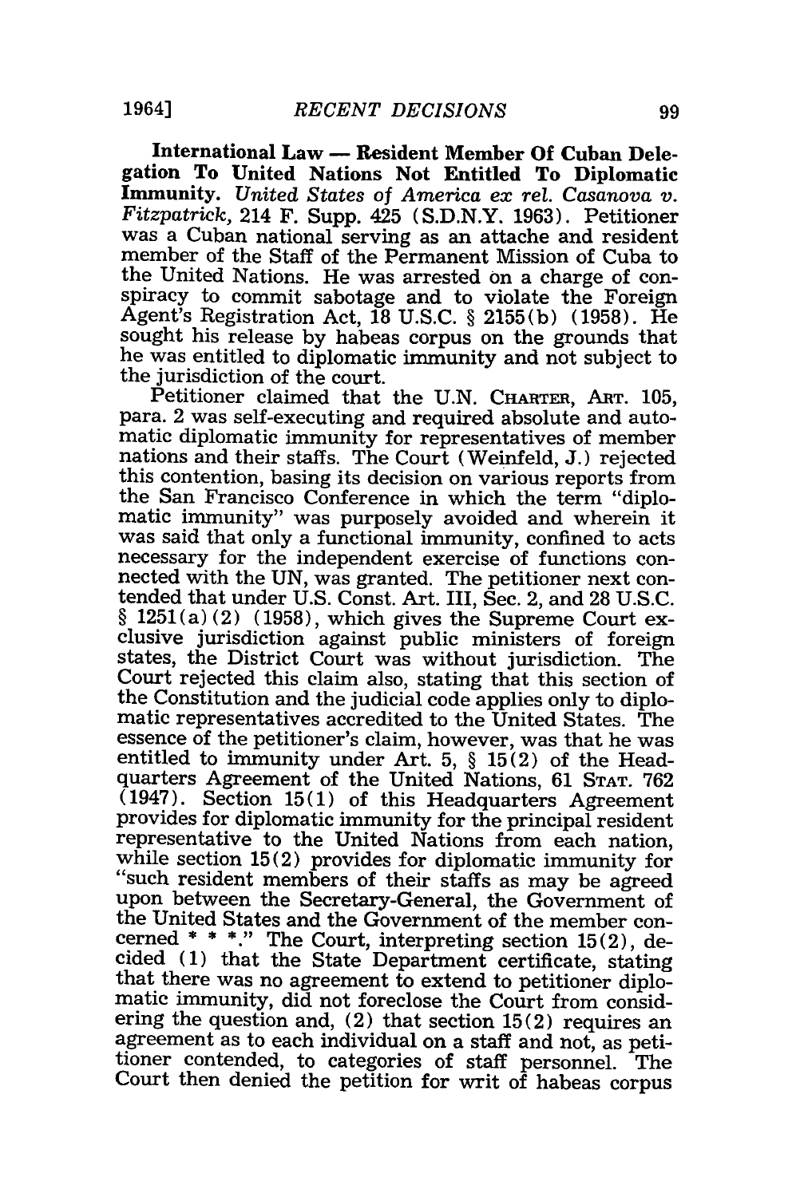**International Law — Resident Member Of Cuban Delegation To United Nations Not Entitled To Diplomatic Immunity.** *United States of America ex rel. Casanova v. Fitzpatrick*, 214 F. Supp. 425 (S.D.N.Y. 1963). Petitioner was a Cuban national serving as an attache and resident member of the Staff of the Permanent Mission of Cuba to the United Nations. He was arrested on a charge of conspiracy to commit sabotage and to violate the Foreign Agent's Registration Act, 18 U.S.C. § 2155(b) (1958). He sought his release by habeas corpus on the grounds that he was entitled to diplomatic immunity and not subject to the jurisdiction of the court.

Petitioner claimed that the U.N. CHARTER, ART. 105, para. 2 was self-executing and required absolute and automatic diplomatic immunity for representatives of member nations and their staffs. The Court (Weinfeld, J.) rejected this contention, basing its decision on various reports from the San Francisco Conference in which the term "diplomatic immunity" was purposely avoided and wherein it was said that only a functional immunity, confined to acts necessary for the independent exercise of functions connected with the UN, was granted. The petitioner next contended that under U.S. Const. Art. III, Sec. 2, and 28 U.S.C. § 1251(a)(2) (1958), which gives the Supreme Court exclusive jurisdiction against public ministers of foreign states, the District Court was without jurisdiction. The Court rejected this claim also, stating that this section of the Constitution and the judicial code applies only to diplomatic representatives accredited to the United States. The essence of the petitioner's claim, however, was that he was entitled to immunity under Art. 5, § 15(2) of the Headquarters Agreement of the United Nations, 61 STAT. 762 (1947). Section 15(1) of this Headquarters Agreement provides for diplomatic immunity for the principal resident representative to the United Nations from each nation, while section 15(2) provides for diplomatic immunity for "such resident members of their staffs as may be agreed upon between the Secretary-General, the Government of the United States and the Government of the member concerned * * *." The Court, interpreting section 15(2), decided (1) that the State Department certificate, stating that there was no agreement to extend to petitioner diplomatic immunity, did not foreclose the Court from considering the question and, (2) that section 15(2) requires an agreement as to each individual on a staff and not, as petitioner contended, to categories of staff personnel. The Court then denied the petition for writ of habeas corpus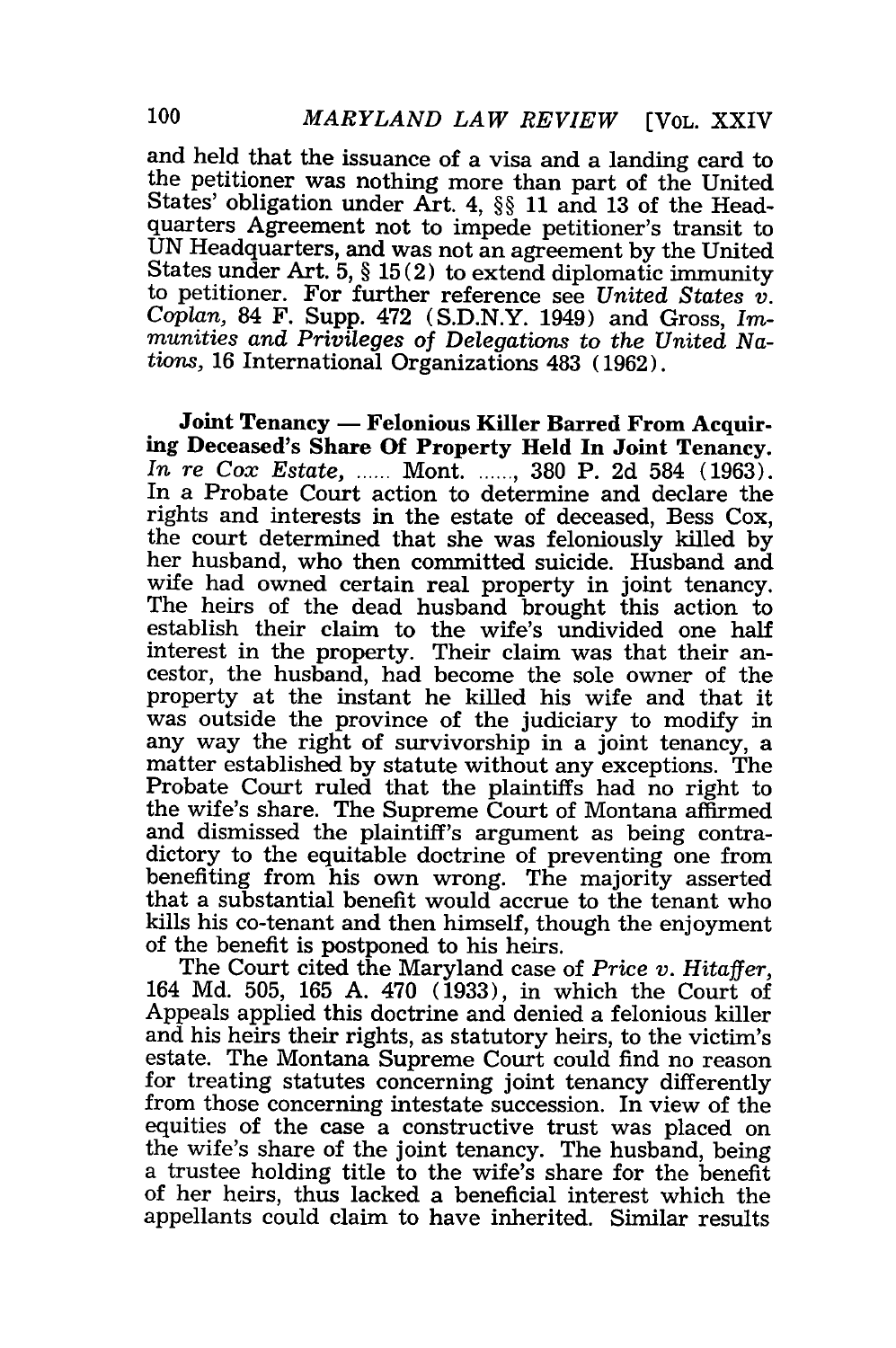and held that the issuance of a visa and a landing card to the petitioner was nothing more than part of the United States' obligation under Art. 4, §§ 11 and 13 of the Headquarters Agreement not to impede petitioner's transit to UN Headquarters, and was not an agreement by the United States under Art. 5, § 15(2) to extend diplomatic immunity to petitioner. For further reference see *United States v. Coplan*, 84 F. Supp. 472 (S.D.N.Y. 1949) and Gross, *Immunities and Privileges of Delegations to the United Nations*, 16 International Organizations 483 (1962).

**Joint Tenancy — Felonious Killer Barred From Acquiring Deceased's Share Of Property Held In Joint Tenancy.** *In re Cox Estate*, ...... Mont. ......, 380 P. 2d 584 (1963). In a Probate Court action to determine and declare the rights and interests in the estate of deceased, Bess Cox, the court determined that she was feloniously killed by her husband, who then committed suicide. Husband and wife had owned certain real property in joint tenancy. The heirs of the dead husband brought this action to establish their claim to the wife's undivided one half interest in the property. Their claim was that their ancestor, the husband, had become the sole owner of the property at the instant he killed his wife and that it was outside the province of the judiciary to modify in any way the right of survivorship in a joint tenancy, a matter established by statute without any exceptions. The Probate Court ruled that the plaintiffs had no right to the wife's share. The Supreme Court of Montana affirmed and dismissed the plaintiff's argument as being contradictory to the equitable doctrine of preventing one from benefiting from his own wrong. The majority asserted that a substantial benefit would accrue to the tenant who kills his co-tenant and then himself, though the enjoyment of the benefit is postponed to his heirs.

The Court cited the Maryland case of *Price v. Hitaffer*, 164 Md. 505, 165 A. 470 (1933), in which the Court of Appeals applied this doctrine and denied a felonious killer and his heirs their rights, as statutory heirs, to the victim's estate. The Montana Supreme Court could find no reason for treating statutes concerning joint tenancy differently from those concerning intestate succession. In view of the equities of the case a constructive trust was placed on the wife's share of the joint tenancy. The husband, being a trustee holding title to the wife's share for the benefit of her heirs, thus lacked a beneficial interest which the appellants could claim to have inherited. Similar results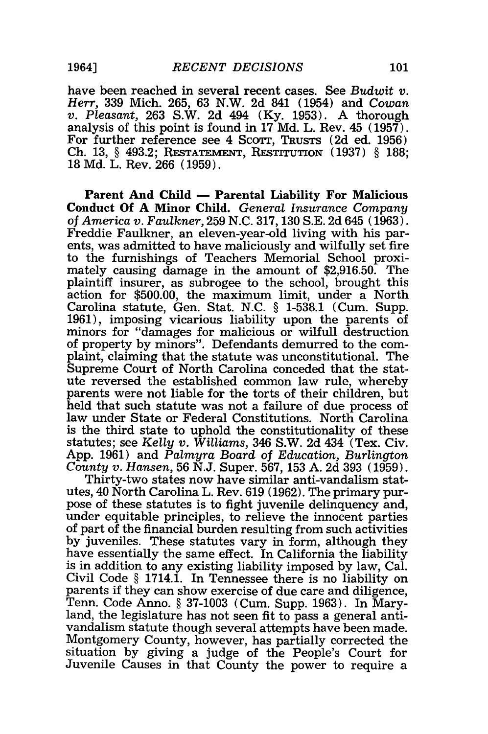have been reached in several recent cases. See *Budwit v. Herr*, 339 Mich. 265, 63 N.W. 2d 841 (1954) and *Cowan v. Pleasant*, 263 S.W. 2d 494 (Ky. 1953). A thorough analysis of this point is found in 17 Md. L. Rev. 45 (1957). For further reference see 4 SCOTT, TRUSTS (2d ed. 1956) Ch. 13, § 493.2; RESTATEMENT, RESTITUTION (1937) § 188; 18 Md. L. Rev. 266 (1959).

**Parent And Child — Parental Liability For Malicious Conduct Of A Minor Child.** *General Insurance Company of America v. Faulkner*, 259 N.C. 317, 130 S.E. 2d 645 (1963). Freddie Faulkner, an eleven-year-old living with his parents, was admitted to have maliciously and wilfully set fire to the furnishings of Teachers Memorial School proximately causing damage in the amount of $2,916.50. The plaintiff insurer, as subrogee to the school, brought this action for $500.00, the maximum limit, under a North Carolina statute, Gen. Stat. N.C. § 1-538.1 (Cum. Supp. 1961), imposing vicarious liability upon the parents of minors for "damages for malicious or wilfull destruction of property by minors". Defendants demurred to the complaint, claiming that the statute was unconstitutional. The Supreme Court of North Carolina conceded that the statute reversed the established common law rule, whereby parents were not liable for the torts of their children, but held that such statute was not a failure of due process of law under State or Federal Constitutions. North Carolina is the third state to uphold the constitutionality of these statutes; see *Kelly v. Williams*, 346 S.W. 2d 434 (Tex. Civ. App. 1961) and *Palmyra Board of Education, Burlington County v. Hansen*, 56 N.J. Super. 567, 153 A. 2d 393 (1959).

Thirty-two states now have similar anti-vandalism statutes, 40 North Carolina L. Rev. 619 (1962). The primary purpose of these statutes is to fight juvenile delinquency and, under equitable principles, to relieve the innocent parties of part of the financial burden resulting from such activities by juveniles. These statutes vary in form, although they have essentially the same effect. In California the liability is in addition to any existing liability imposed by law, Cal. Civil Code § 1714.1. In Tennessee there is no liability on parents if they can show exercise of due care and diligence, Tenn. Code Anno. § 37-1003 (Cum. Supp. 1963). In Maryland, the legislature has not seen fit to pass a general anti-vandalism statute though several attempts have been made. Montgomery County, however, has partially corrected the situation by giving a judge of the People's Court for Juvenile Causes in that County the power to require a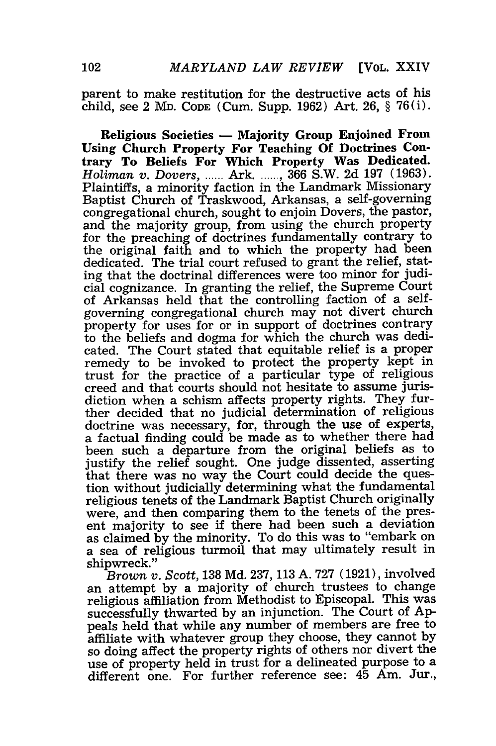parent to make restitution for the destructive acts of his child, see 2 MD. CODE (Cum. Supp. 1962) Art. 26, § 76(i).

**Religious Societies — Majority Group Enjoined From Using Church Property For Teaching Of Doctrines Contrary To Beliefs For Which Property Was Dedicated.** *Holiman v. Dovers*, ...... Ark. ......, 366 S.W. 2d 197 (1963). Plaintiffs, a minority faction in the Landmark Missionary Baptist Church of Traskwood, Arkansas, a self-governing congregational church, sought to enjoin Dovers, the pastor, and the majority group, from using the church property for the preaching of doctrines fundamentally contrary to the original faith and to which the property had been dedicated. The trial court refused to grant the relief, stating that the doctrinal differences were too minor for judicial cognizance. In granting the relief, the Supreme Court of Arkansas held that the controlling faction of a self-governing congregational church may not divert church property for uses for or in support of doctrines contrary to the beliefs and dogma for which the church was dedicated. The Court stated that equitable relief is a proper remedy to be invoked to protect the property kept in trust for the practice of a particular type of religious creed and that courts should not hesitate to assume jurisdiction when a schism affects property rights. They further decided that no judicial determination of religious doctrine was necessary, for, through the use of experts, a factual finding could be made as to whether there had been such a departure from the original beliefs as to justify the relief sought. One judge dissented, asserting that there was no way the Court could decide the question without judicially determining what the fundamental religious tenets of the Landmark Baptist Church originally were, and then comparing them to the tenets of the present majority to see if there had been such a deviation as claimed by the minority. To do this was to "embark on a sea of religious turmoil that may ultimately result in shipwreck."

*Brown v. Scott*, 138 Md. 237, 113 A. 727 (1921), involved an attempt by a majority of church trustees to change religious affiliation from Methodist to Episcopal. This was successfully thwarted by an injunction. The Court of Appeals held that while any number of members are free to affiliate with whatever group they choose, they cannot by so doing affect the property rights of others nor divert the use of property held in trust for a delineated purpose to a different one. For further reference see: 45 Am. Jur.,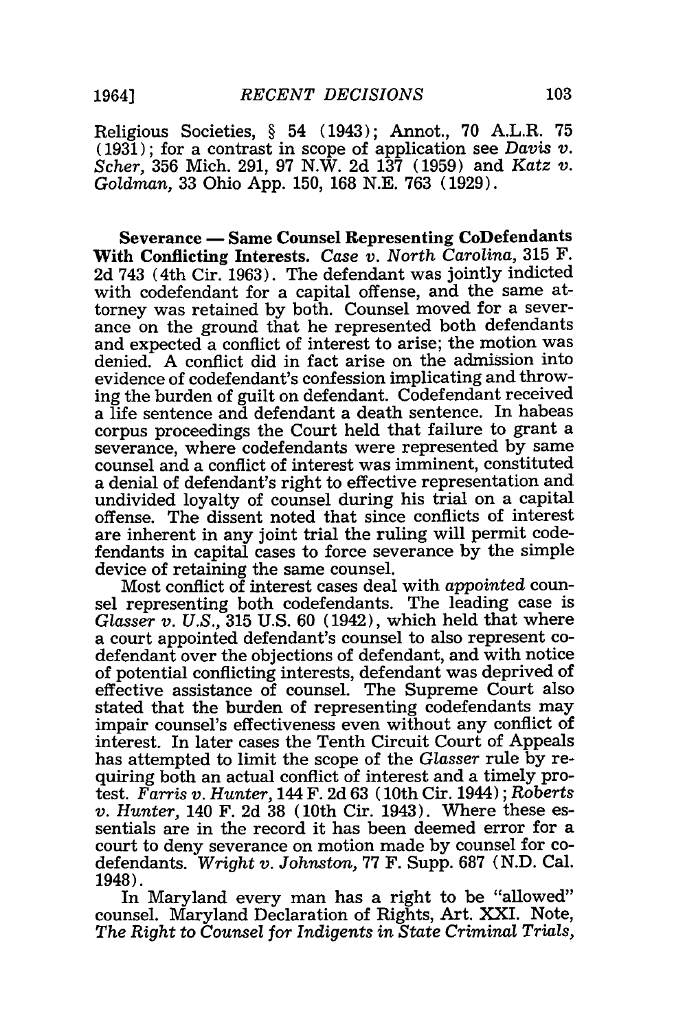Religious Societies, § 54 (1943); Annot., 70 A.L.R. 75 (1931); for a contrast in scope of application see *Davis v. Scher*, 356 Mich. 291, 97 N.W. 2d 137 (1959) and *Katz v. Goldman*, 33 Ohio App. 150, 168 N.E. 763 (1929).

**Severance — Same Counsel Representing CoDefendants With Conflicting Interests.** *Case v. North Carolina*, 315 F. 2d 743 (4th Cir. 1963). The defendant was jointly indicted with codefendant for a capital offense, and the same attorney was retained by both. Counsel moved for a severance on the ground that he represented both defendants and expected a conflict of interest to arise; the motion was denied. A conflict did in fact arise on the admission into evidence of codefendant's confession implicating and throwing the burden of guilt on defendant. Codefendant received a life sentence and defendant a death sentence. In habeas corpus proceedings the Court held that failure to grant a severance, where codefendants were represented by same counsel and a conflict of interest was imminent, constituted a denial of defendant's right to effective representation and undivided loyalty of counsel during his trial on a capital offense. The dissent noted that since conflicts of interest are inherent in any joint trial the ruling will permit codefendants in capital cases to force severance by the simple device of retaining the same counsel.

Most conflict of interest cases deal with *appointed* counsel representing both codefendants. The leading case is *Glasser v. U.S.*, 315 U.S. 60 (1942), which held that where a court appointed defendant's counsel to also represent codefendant over the objections of defendant, and with notice of potential conflicting interests, defendant was deprived of effective assistance of counsel. The Supreme Court also stated that the burden of representing codefendants may impair counsel's effectiveness even without any conflict of interest. In later cases the Tenth Circuit Court of Appeals has attempted to limit the scope of the *Glasser* rule by requiring both an actual conflict of interest and a timely protest. *Farris v. Hunter*, 144 F. 2d 63 (10th Cir. 1944); *Roberts v. Hunter*, 140 F. 2d 38 (10th Cir. 1943). Where these essentials are in the record it has been deemed error for a court to deny severance on motion made by counsel for codefendants. *Wright v. Johnston*, 77 F. Supp. 687 (N.D. Cal. 1948).

In Maryland every man has a right to be "allowed" counsel. Maryland Declaration of Rights, Art. XXI. Note, *The Right to Counsel for Indigents in State Criminal Trials*,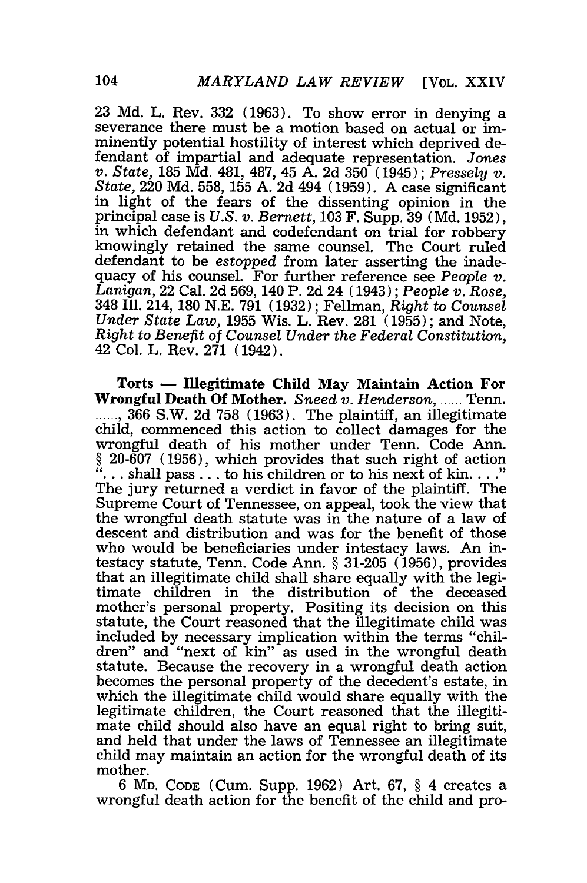23 Md. L. Rev. 332 (1963). To show error in denying a severance there must be a motion based on actual or imminently potential hostility of interest which deprived defendant of impartial and adequate representation. *Jones v. State*, 185 Md. 481, 487, 45 A. 2d 350 (1945); *Pressely v. State*, 220 Md. 558, 155 A. 2d 494 (1959). A case significant in light of the fears of the dissenting opinion in the principal case is *U.S. v. Bernett*, 103 F. Supp. 39 (Md. 1952), in which defendant and codefendant on trial for robbery knowingly retained the same counsel. The Court ruled defendant to be *estopped* from later asserting the inadequacy of his counsel. For further reference see *People v. Lanigan*, 22 Cal. 2d 569, 140 P. 2d 24 (1943); *People v. Rose*, 348 Ill. 214, 180 N.E. 791 (1932); Fellman, *Right to Counsel Under State Law*, 1955 Wis. L. Rev. 281 (1955); and Note, *Right to Benefit of Counsel Under the Federal Constitution*, 42 Col. L. Rev. 271 (1942).

**Torts — Illegitimate Child May Maintain Action For Wrongful Death Of Mother.** *Sneed v. Henderson*, ...... Tenn. ......, 366 S.W. 2d 758 (1963). The plaintiff, an illegitimate child, commenced this action to collect damages for the wrongful death of his mother under Tenn. Code Ann. § 20-607 (1956), which provides that such right of action "... shall pass ... to his children or to his next of kin. ..." The jury returned a verdict in favor of the plaintiff. The Supreme Court of Tennessee, on appeal, took the view that the wrongful death statute was in the nature of a law of descent and distribution and was for the benefit of those who would be beneficiaries under intestacy laws. An intestacy statute, Tenn. Code Ann. § 31-205 (1956), provides that an illegitimate child shall share equally with the legitimate children in the distribution of the deceased mother's personal property. Positing its decision on this statute, the Court reasoned that the illegitimate child was included by necessary implication within the terms "children" and "next of kin" as used in the wrongful death statute. Because the recovery in a wrongful death action becomes the personal property of the decedent's estate, in which the illegitimate child would share equally with the legitimate children, the Court reasoned that the illegitimate child should also have an equal right to bring suit, and held that under the laws of Tennessee an illegitimate child may maintain an action for the wrongful death of its mother.

6 Md. Code (Cum. Supp. 1962) Art. 67, § 4 creates a wrongful death action for the benefit of the child and pro-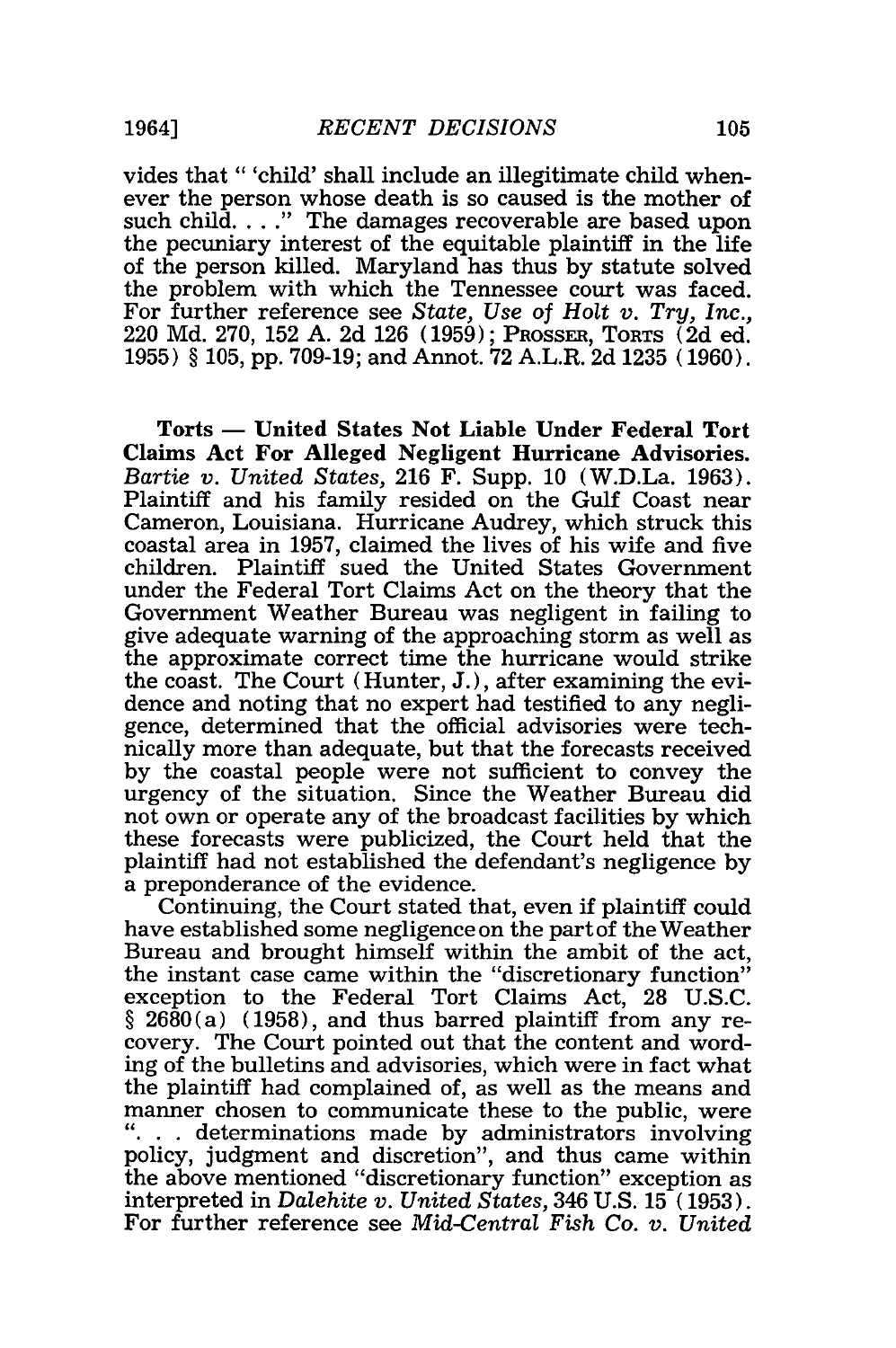vides that " 'child' shall include an illegitimate child whenever the person whose death is so caused is the mother of such child. . . ." The damages recoverable are based upon the pecuniary interest of the equitable plaintiff in the life of the person killed. Maryland has thus by statute solved the problem with which the Tennessee court was faced. For further reference see *State, Use of Holt v. Try, Inc.*, 220 Md. 270, 152 A. 2d 126 (1959); PROSSER, TORTS (2d ed. 1955) § 105, pp. 709-19; and Annot. 72 A.L.R. 2d 1235 (1960).

**Torts — United States Not Liable Under Federal Tort Claims Act For Alleged Negligent Hurricane Advisories.** *Bartie v. United States*, 216 F. Supp. 10 (W.D.La. 1963). Plaintiff and his family resided on the Gulf Coast near Cameron, Louisiana. Hurricane Audrey, which struck this coastal area in 1957, claimed the lives of his wife and five children. Plaintiff sued the United States Government under the Federal Tort Claims Act on the theory that the Government Weather Bureau was negligent in failing to give adequate warning of the approaching storm as well as the approximate correct time the hurricane would strike the coast. The Court (Hunter, J.), after examining the evidence and noting that no expert had testified to any negligence, determined that the official advisories were technically more than adequate, but that the forecasts received by the coastal people were not sufficient to convey the urgency of the situation. Since the Weather Bureau did not own or operate any of the broadcast facilities by which these forecasts were publicized, the Court held that the plaintiff had not established the defendant's negligence by a preponderance of the evidence.

Continuing, the Court stated that, even if plaintiff could have established some negligence on the part of the Weather Bureau and brought himself within the ambit of the act, the instant case came within the "discretionary function" exception to the Federal Tort Claims Act, 28 U.S.C. § 2680(a) (1958), and thus barred plaintiff from any recovery. The Court pointed out that the content and wording of the bulletins and advisories, which were in fact what the plaintiff had complained of, as well as the means and manner chosen to communicate these to the public, were ". . . determinations made by administrators involving policy, judgment and discretion", and thus came within the above mentioned "discretionary function" exception as interpreted in *Dalehite v. United States*, 346 U.S. 15 (1953). For further reference see *Mid-Central Fish Co. v. United*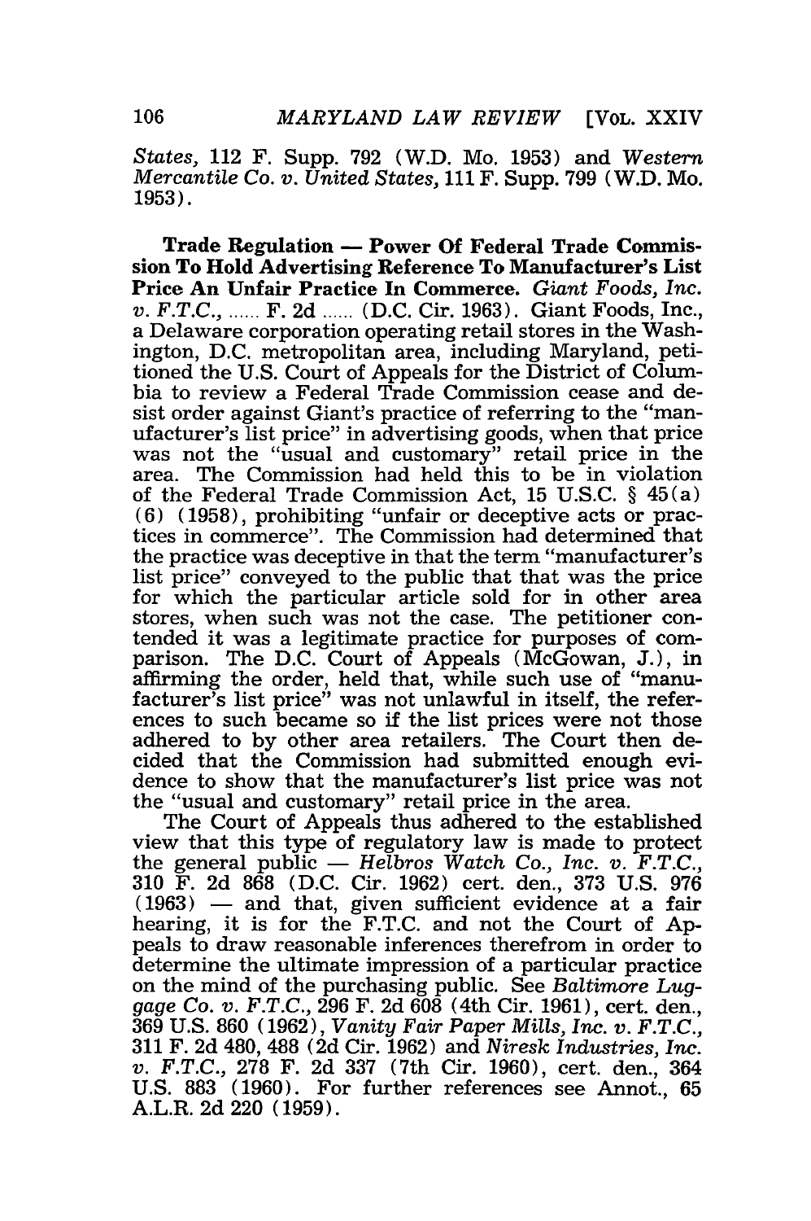*States*, 112 F. Supp. 792 (W.D. Mo. 1953) and *Western Mercantile Co. v. United States*, 111 F. Supp. 799 (W.D. Mo. 1953).

**Trade Regulation — Power Of Federal Trade Commission To Hold Advertising Reference To Manufacturer's List Price An Unfair Practice In Commerce.** *Giant Foods, Inc. v. F.T.C.*, ...... F. 2d ...... (D.C. Cir. 1963). Giant Foods, Inc., a Delaware corporation operating retail stores in the Washington, D.C. metropolitan area, including Maryland, petitioned the U.S. Court of Appeals for the District of Columbia to review a Federal Trade Commission cease and desist order against Giant's practice of referring to the "manufacturer's list price" in advertising goods, when that price was not the "usual and customary" retail price in the area. The Commission had held this to be in violation of the Federal Trade Commission Act, 15 U.S.C. § 45(a)(6) (1958), prohibiting "unfair or deceptive acts or practices in commerce". The Commission had determined that the practice was deceptive in that the term "manufacturer's list price" conveyed to the public that that was the price for which the particular article sold for in other area stores, when such was not the case. The petitioner contended it was a legitimate practice for purposes of comparison. The D.C. Court of Appeals (McGowan, J.), in affirming the order, held that, while such use of "manufacturer's list price" was not unlawful in itself, the references to such became so if the list prices were not those adhered to by other area retailers. The Court then decided that the Commission had submitted enough evidence to show that the manufacturer's list price was not the "usual and customary" retail price in the area.

The Court of Appeals thus adhered to the established view that this type of regulatory law is made to protect the general public — *Helbros Watch Co., Inc. v. F.T.C.*, 310 F. 2d 868 (D.C. Cir. 1962) cert. den., 373 U.S. 976 (1963) — and that, given sufficient evidence at a fair hearing, it is for the F.T.C. and not the Court of Appeals to draw reasonable inferences therefrom in order to determine the ultimate impression of a particular practice on the mind of the purchasing public. See *Baltimore Luggage Co. v. F.T.C.*, 296 F. 2d 608 (4th Cir. 1961), cert. den., 369 U.S. 860 (1962), *Vanity Fair Paper Mills, Inc. v. F.T.C.*, 311 F. 2d 480, 488 (2d Cir. 1962) and *Niresk Industries, Inc. v. F.T.C.*, 278 F. 2d 337 (7th Cir. 1960), cert. den., 364 U.S. 883 (1960). For further references see Annot., 65 A.L.R. 2d 220 (1959).